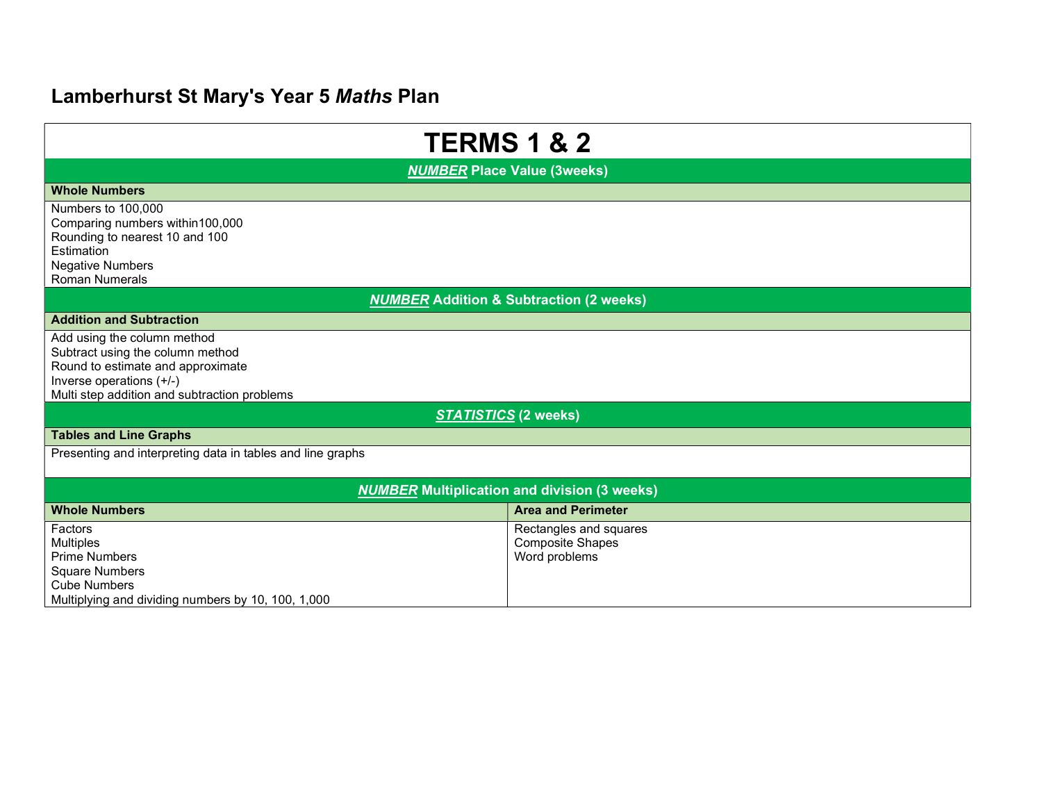# Lamberhurst St Mary's Year 5 *Maths* Plan

## TERMS 1 & 2

### ***NUMBER*** Place Value (3weeks)

**Whole Numbers**

Numbers to 100,000
Comparing numbers within100,000
Rounding to nearest 10 and 100
Estimation
Negative Numbers
Roman Numerals

### ***NUMBER*** Addition & Subtraction (2 weeks)

**Addition and Subtraction**

Add using the column method
Subtract using the column method
Round to estimate and approximate
Inverse operations (+/-)
Multi step addition and subtraction problems

### ***STATISTICS*** (2 weeks)

**Tables and Line Graphs**

Presenting and interpreting data in tables and line graphs

### ***NUMBER*** Multiplication and division (3 weeks)

| **Whole Numbers** | **Area and Perimeter** |
|---|---|
| Factors<br>Multiples<br>Prime Numbers<br>Square Numbers<br>Cube Numbers<br>Multiplying and dividing numbers by 10, 100, 1,000 | Rectangles and squares<br>Composite Shapes<br>Word problems |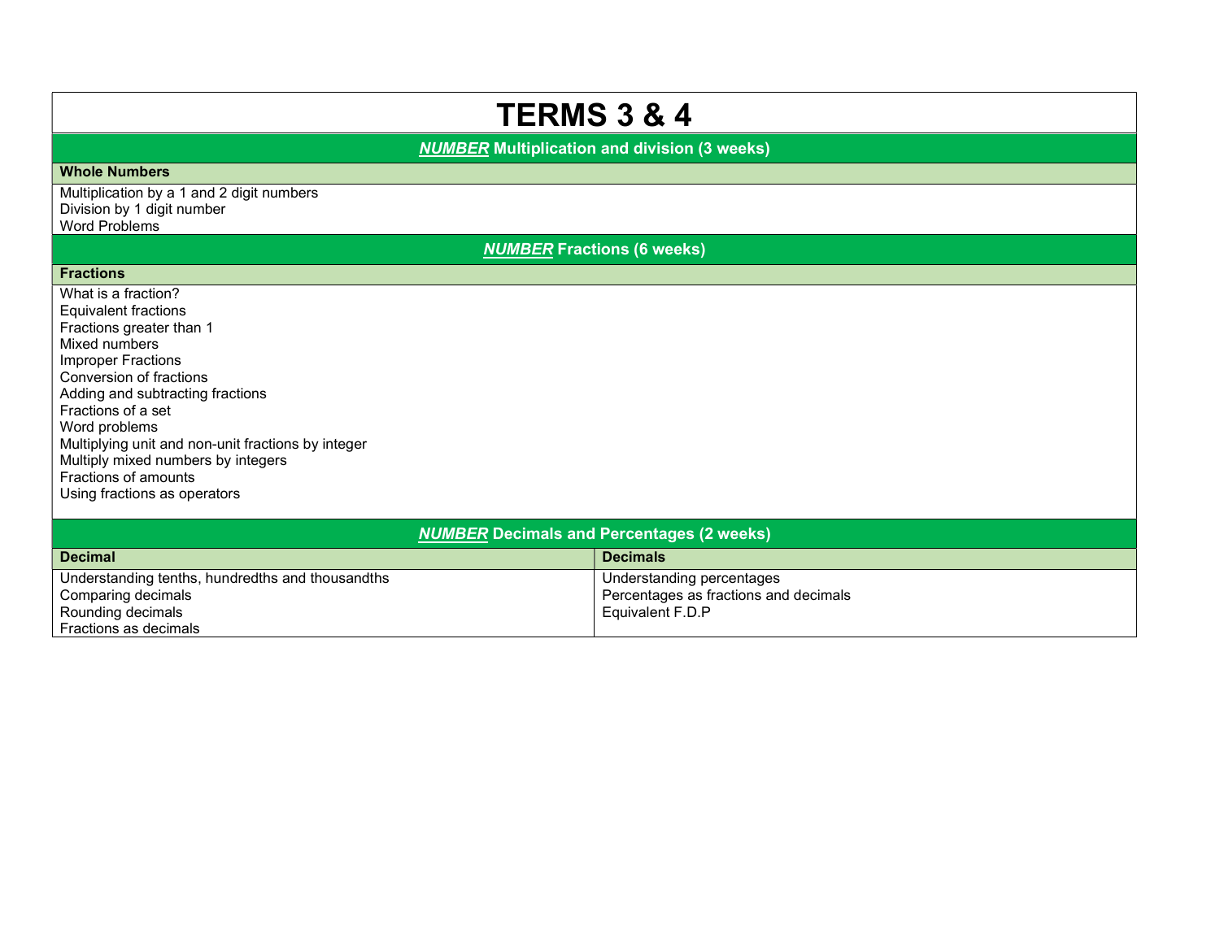# TERMS 3 & 4

## ***NUMBER*** Multiplication and division (3 weeks)

**Whole Numbers**

Multiplication by a 1 and 2 digit numbers
Division by 1 digit number
Word Problems

## ***NUMBER*** Fractions (6 weeks)

**Fractions**

What is a fraction?
Equivalent fractions
Fractions greater than 1
Mixed numbers
Improper Fractions
Conversion of fractions
Adding and subtracting fractions
Fractions of a set
Word problems
Multiplying unit and non-unit fractions by integer
Multiply mixed numbers by integers
Fractions of amounts
Using fractions as operators

## ***NUMBER*** Decimals and Percentages (2 weeks)

| Decimal | Decimals |
| --- | --- |
| Understanding tenths, hundredths and thousandths<br>Comparing decimals<br>Rounding decimals<br>Fractions as decimals | Understanding percentages<br>Percentages as fractions and decimals<br>Equivalent F.D.P |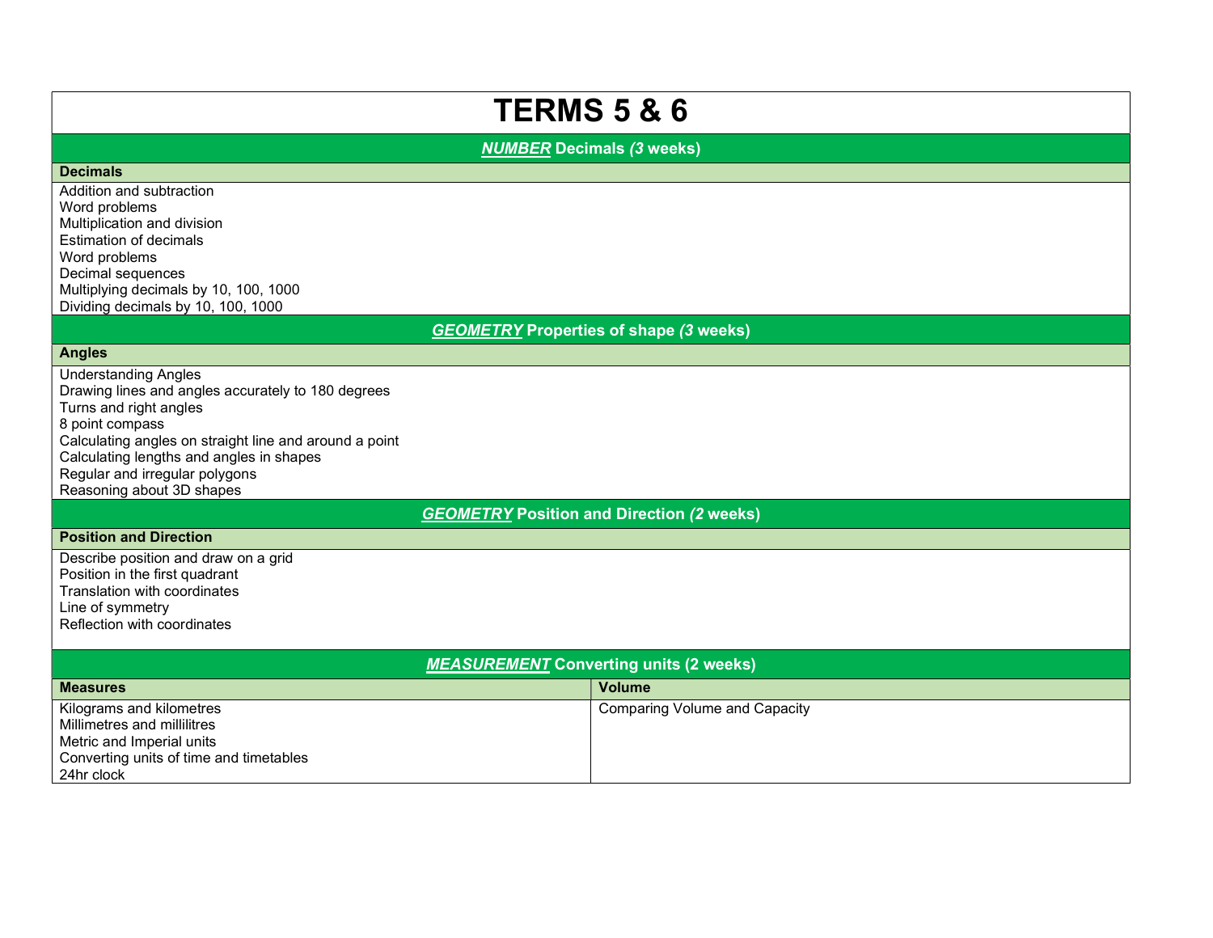# TERMS 5 & 6

## ***NUMBER*** **Decimals (*3* weeks)**

**Decimals**

Addition and subtraction
Word problems
Multiplication and division
Estimation of decimals
Word problems
Decimal sequences
Multiplying decimals by 10, 100, 1000
Dividing decimals by 10, 100, 1000

## ***GEOMETRY*** **Properties of shape (*3* weeks)**

**Angles**

Understanding Angles
Drawing lines and angles accurately to 180 degrees
Turns and right angles
8 point compass
Calculating angles on straight line and around a point
Calculating lengths and angles in shapes
Regular and irregular polygons
Reasoning about 3D shapes

## ***GEOMETRY*** **Position and Direction (*2* weeks)**

**Position and Direction**

Describe position and draw on a grid
Position in the first quadrant
Translation with coordinates
Line of symmetry
Reflection with coordinates

## ***MEASUREMENT*** **Converting units (2 weeks)**

| **Measures** | **Volume** |
| --- | --- |
| Kilograms and kilometres<br>Millimetres and millilitres<br>Metric and Imperial units<br>Converting units of time and timetables<br>24hr clock | Comparing Volume and Capacity |